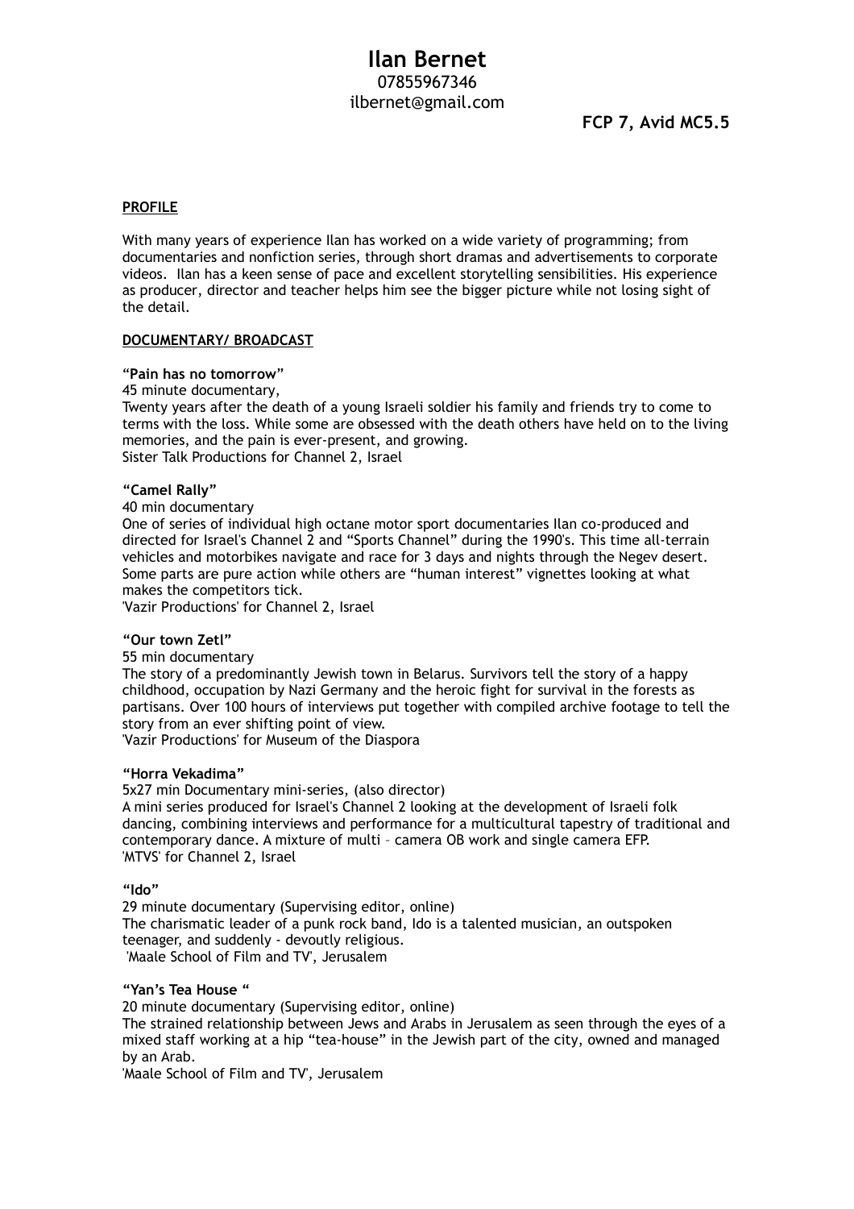# Ilan Bernet

07855967346

ilbernet@gmail.com

**FCP 7, Avid MC5.5**

## PROFILE

With many years of experience Ilan has worked on a wide variety of programming; from documentaries and nonfiction series, through short dramas and advertisements to corporate videos. Ilan has a keen sense of pace and excellent storytelling sensibilities. His experience as producer, director and teacher helps him see the bigger picture while not losing sight of the detail.

## DOCUMENTARY/ BROADCAST

**"Pain has no tomorrow"**

45 minute documentary,

Twenty years after the death of a young Israeli soldier his family and friends try to come to terms with the loss. While some are obsessed with the death others have held on to the living memories, and the pain is ever-present, and growing.

Sister Talk Productions for Channel 2, Israel

**"Camel Rally"**

40 min documentary

One of series of individual high octane motor sport documentaries Ilan co-produced and directed for Israel's Channel 2 and "Sports Channel" during the 1990's. This time all-terrain vehicles and motorbikes navigate and race for 3 days and nights through the Negev desert. Some parts are pure action while others are "human interest" vignettes looking at what makes the competitors tick.

'Vazir Productions' for Channel 2, Israel

**"Our town Zetl"**

55 min documentary

The story of a predominantly Jewish town in Belarus. Survivors tell the story of a happy childhood, occupation by Nazi Germany and the heroic fight for survival in the forests as partisans. Over 100 hours of interviews put together with compiled archive footage to tell the story from an ever shifting point of view.

'Vazir Productions' for Museum of the Diaspora

**"Horra Vekadima"**

5x27 min Documentary mini-series, (also director)

A mini series produced for Israel's Channel 2 looking at the development of Israeli folk dancing, combining interviews and performance for a multicultural tapestry of traditional and contemporary dance. A mixture of multi – camera OB work and single camera EFP.

'MTVS' for Channel 2, Israel

**"Ido"**

29 minute documentary (Supervising editor, online)

The charismatic leader of a punk rock band, Ido is a talented musician, an outspoken teenager, and suddenly - devoutly religious.

'Maale School of Film and TV', Jerusalem

**"Yan's Tea House "**

20 minute documentary (Supervising editor, online)

The strained relationship between Jews and Arabs in Jerusalem as seen through the eyes of a mixed staff working at a hip "tea-house" in the Jewish part of the city, owned and managed by an Arab.

'Maale School of Film and TV', Jerusalem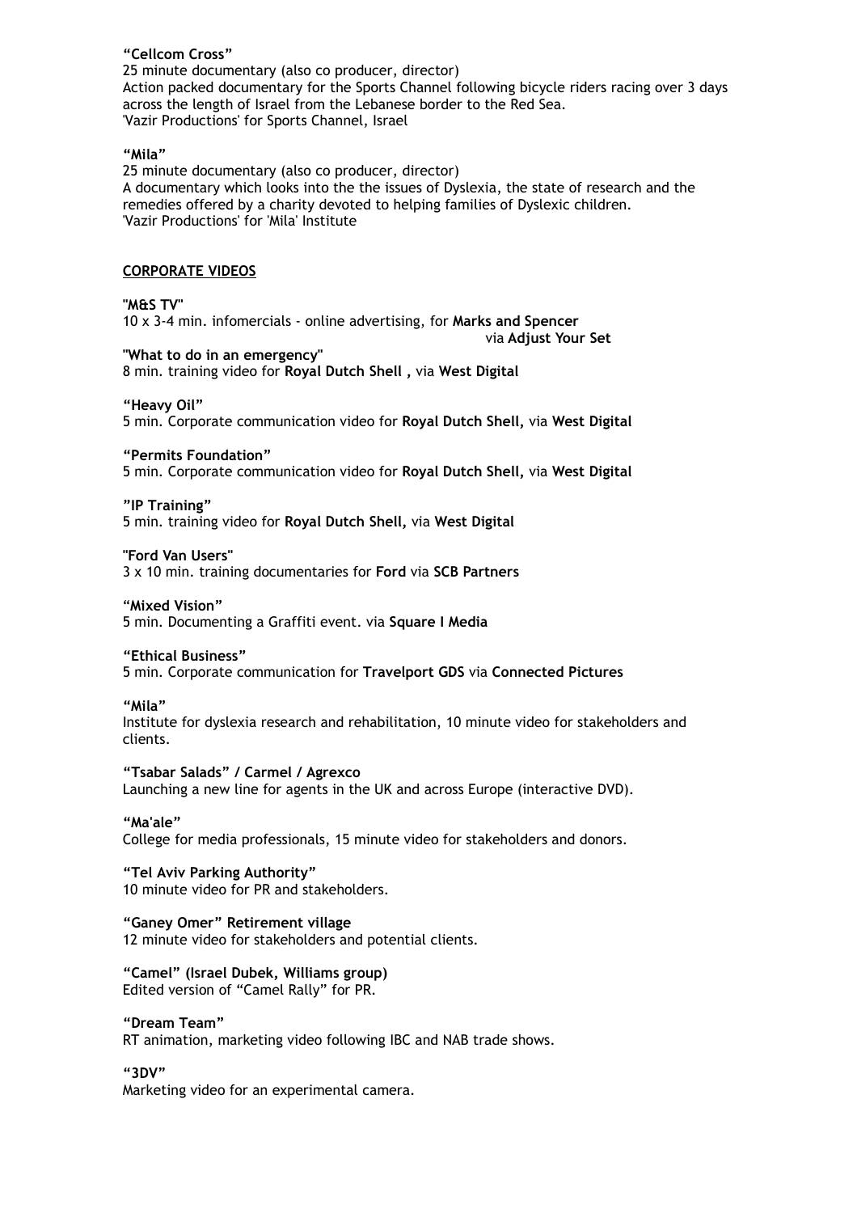**“Cellcom Cross”**
25 minute documentary (also co producer, director)
Action packed documentary for the Sports Channel following bicycle riders racing over 3 days across the length of Israel from the Lebanese border to the Red Sea.
'Vazir Productions' for Sports Channel, Israel

**“Mila”**
25 minute documentary (also co producer, director)
A documentary which looks into the the issues of Dyslexia, the state of research and the remedies offered by a charity devoted to helping families of Dyslexic children.
'Vazir Productions' for 'Mila' Institute

## CORPORATE VIDEOS

**"M&S TV"**
10 x 3-4 min. infomercials - online advertising, for **Marks and Spencer** via **Adjust Your Set**

**"What to do in an emergency"**
8 min. training video for **Royal Dutch Shell ,** via **West Digital**

**“Heavy Oil”**
5 min. Corporate communication video for **Royal Dutch Shell,** via **West Digital**

**“Permits Foundation”**
5 min. Corporate communication video for **Royal Dutch Shell,** via **West Digital**

**”IP Training”**
5 min. training video for **Royal Dutch Shell,** via **West Digital**

**"Ford Van Users"**
3 x 10 min. training documentaries for **Ford** via **SCB Partners**

**“Mixed Vision”**
5 min. Documenting a Graffiti event. via **Square I Media**

**“Ethical Business”**
5 min. Corporate communication for **Travelport GDS** via **Connected Pictures**

**“Mila”**
Institute for dyslexia research and rehabilitation, 10 minute video for stakeholders and clients.

**“Tsabar Salads” / Carmel / Agrexco**
Launching a new line for agents in the UK and across Europe (interactive DVD).

**“Ma'ale”**
College for media professionals, 15 minute video for stakeholders and donors.

**“Tel Aviv Parking Authority”**
10 minute video for PR and stakeholders.

**“Ganey Omer” Retirement village**
12 minute video for stakeholders and potential clients.

**“Camel” (Israel Dubek, Williams group)**
Edited version of “Camel Rally” for PR.

**“Dream Team”**
RT animation, marketing video following IBC and NAB trade shows.

**“3DV”**
Marketing video for an experimental camera.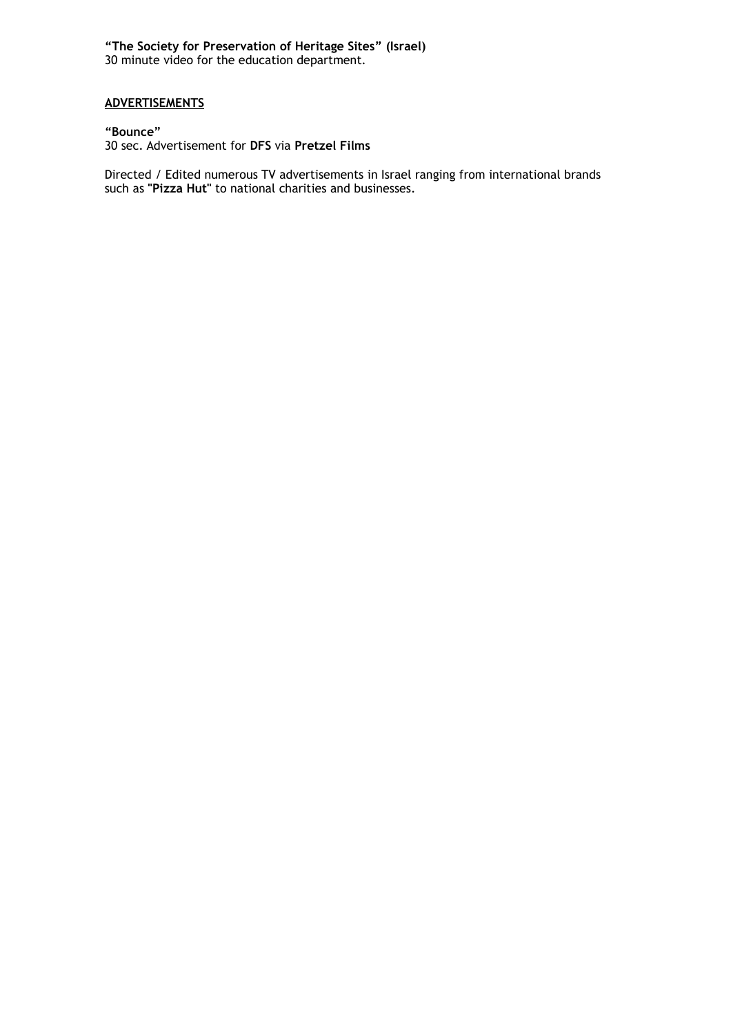**"The Society for Preservation of Heritage Sites" (Israel)**
30 minute video for the education department.

## ADVERTISEMENTS

**"Bounce"**
30 sec. Advertisement for **DFS** via **Pretzel Films**

Directed / Edited numerous TV advertisements in Israel ranging from international brands such as **"Pizza Hut"** to national charities and businesses.